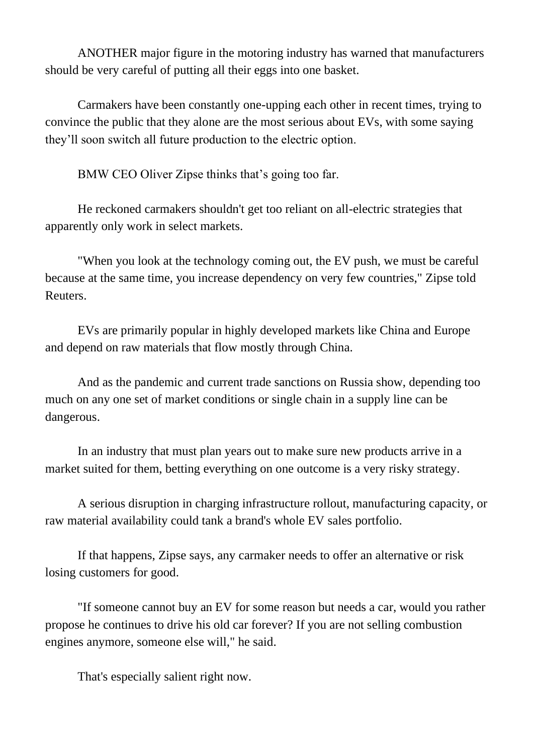ANOTHER major figure in the motoring industry has warned that manufacturers should be very careful of putting all their eggs into one basket.

Carmakers have been constantly one-upping each other in recent times, trying to convince the public that they alone are the most serious about EVs, with some saying they'll soon switch all future production to the electric option.

BMW CEO Oliver Zipse thinks that's going too far.

He reckoned carmakers shouldn't get too reliant on all-electric strategies that apparently only work in select markets.

"When you look at the technology coming out, the EV push, we must be careful because at the same time, you increase dependency on very few countries," Zipse told Reuters.

EVs are primarily popular in highly developed markets like China and Europe and depend on raw materials that flow mostly through China.

And as the pandemic and current trade sanctions on Russia show, depending too much on any one set of market conditions or single chain in a supply line can be dangerous.

In an industry that must plan years out to make sure new products arrive in a market suited for them, betting everything on one outcome is a very risky strategy.

A serious disruption in charging infrastructure rollout, manufacturing capacity, or raw material availability could tank a brand's whole EV sales portfolio.

If that happens, Zipse says, any carmaker needs to offer an alternative or risk losing customers for good.

"If someone cannot buy an EV for some reason but needs a car, would you rather propose he continues to drive his old car forever? If you are not selling combustion engines anymore, someone else will," he said.

That's especially salient right now.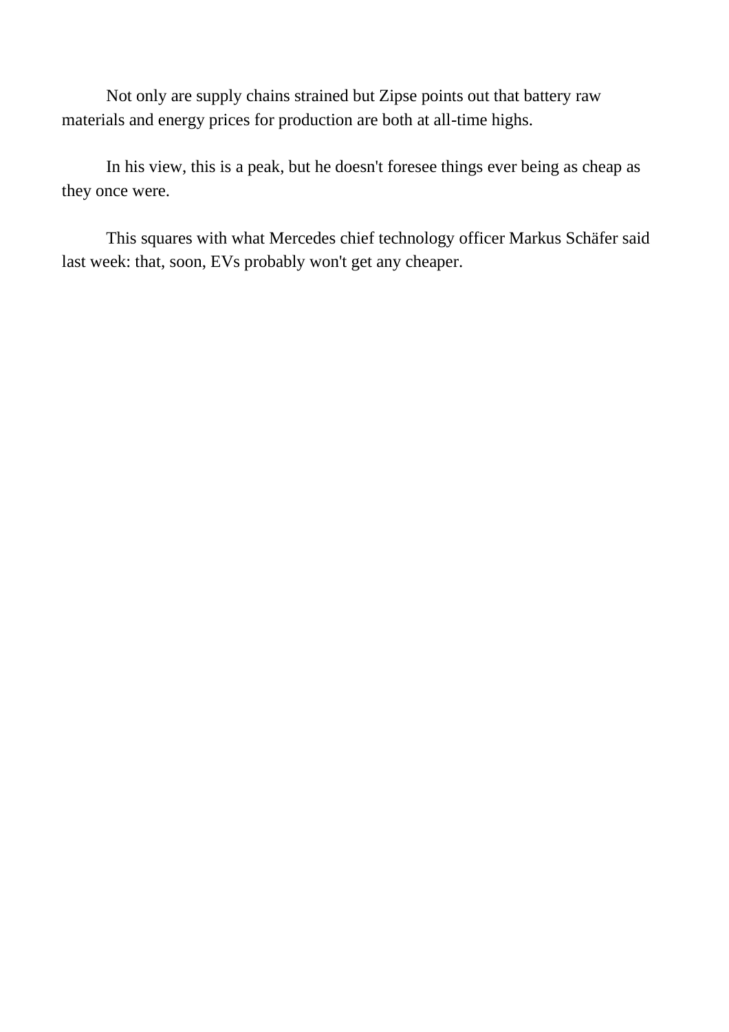Not only are supply chains strained but Zipse points out that battery raw materials and energy prices for production are both at all-time highs.

In his view, this is a peak, but he doesn't foresee things ever being as cheap as they once were.

This squares with what Mercedes chief technology officer Markus Schäfer said last week: that, soon, EVs probably won't get any cheaper.